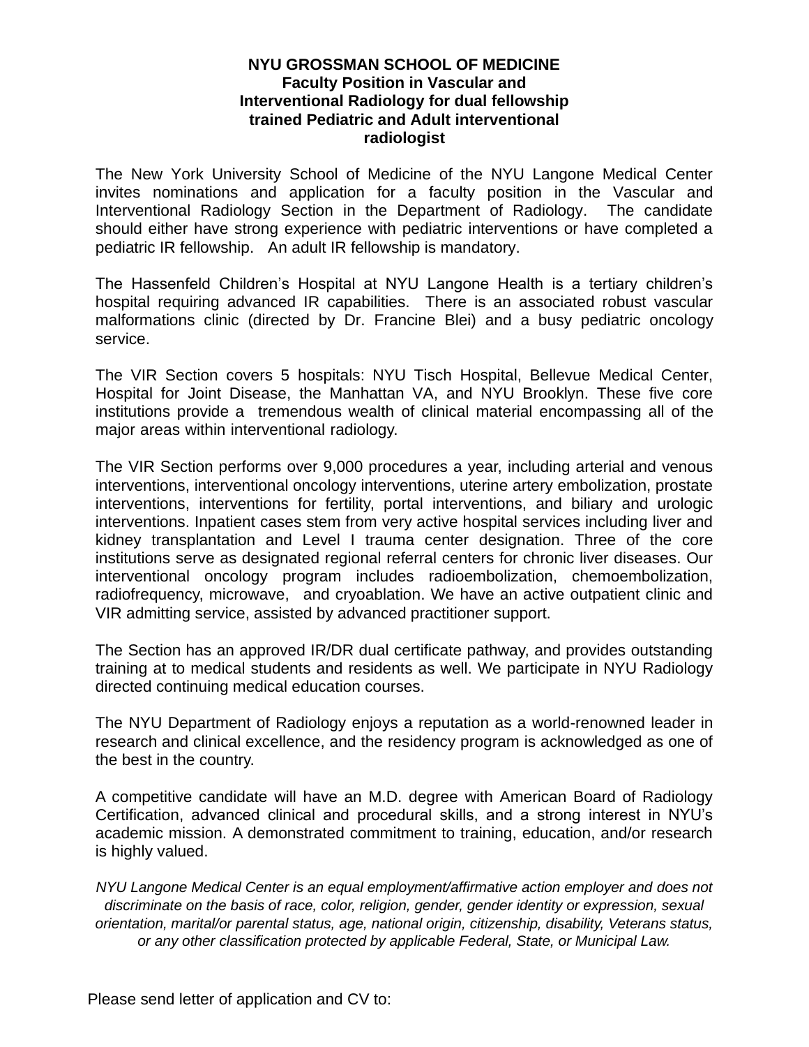# NYU GROSSMAN SCHOOL OF MEDICINE

## Faculty Position in Vascular and Interventional Radiology for dual fellowship trained Pediatric and Adult interventional radiologist

The New York University School of Medicine of the NYU Langone Medical Center invites nominations and application for a faculty position in the Vascular and Interventional Radiology Section in the Department of Radiology. The candidate should either have strong experience with pediatric interventions or have completed a pediatric IR fellowship. An adult IR fellowship is mandatory.

The Hassenfeld Children's Hospital at NYU Langone Health is a tertiary children's hospital requiring advanced IR capabilities. There is an associated robust vascular malformations clinic (directed by Dr. Francine Blei) and a busy pediatric oncology service.

The VIR Section covers 5 hospitals: NYU Tisch Hospital, Bellevue Medical Center, Hospital for Joint Disease, the Manhattan VA, and NYU Brooklyn. These five core institutions provide a tremendous wealth of clinical material encompassing all of the major areas within interventional radiology.

The VIR Section performs over 9,000 procedures a year, including arterial and venous interventions, interventional oncology interventions, uterine artery embolization, prostate interventions, interventions for fertility, portal interventions, and biliary and urologic interventions. Inpatient cases stem from very active hospital services including liver and kidney transplantation and Level I trauma center designation. Three of the core institutions serve as designated regional referral centers for chronic liver diseases. Our interventional oncology program includes radioembolization, chemoembolization, radiofrequency, microwave, and cryoablation. We have an active outpatient clinic and VIR admitting service, assisted by advanced practitioner support.

The Section has an approved IR/DR dual certificate pathway, and provides outstanding training at to medical students and residents as well. We participate in NYU Radiology directed continuing medical education courses.

The NYU Department of Radiology enjoys a reputation as a world-renowned leader in research and clinical excellence, and the residency program is acknowledged as one of the best in the country.

A competitive candidate will have an M.D. degree with American Board of Radiology Certification, advanced clinical and procedural skills, and a strong interest in NYU's academic mission. A demonstrated commitment to training, education, and/or research is highly valued.

*NYU Langone Medical Center is an equal employment/affirmative action employer and does not discriminate on the basis of race, color, religion, gender, gender identity or expression, sexual orientation, marital/or parental status, age, national origin, citizenship, disability, Veterans status, or any other classification protected by applicable Federal, State, or Municipal Law.*

Please send letter of application and CV to: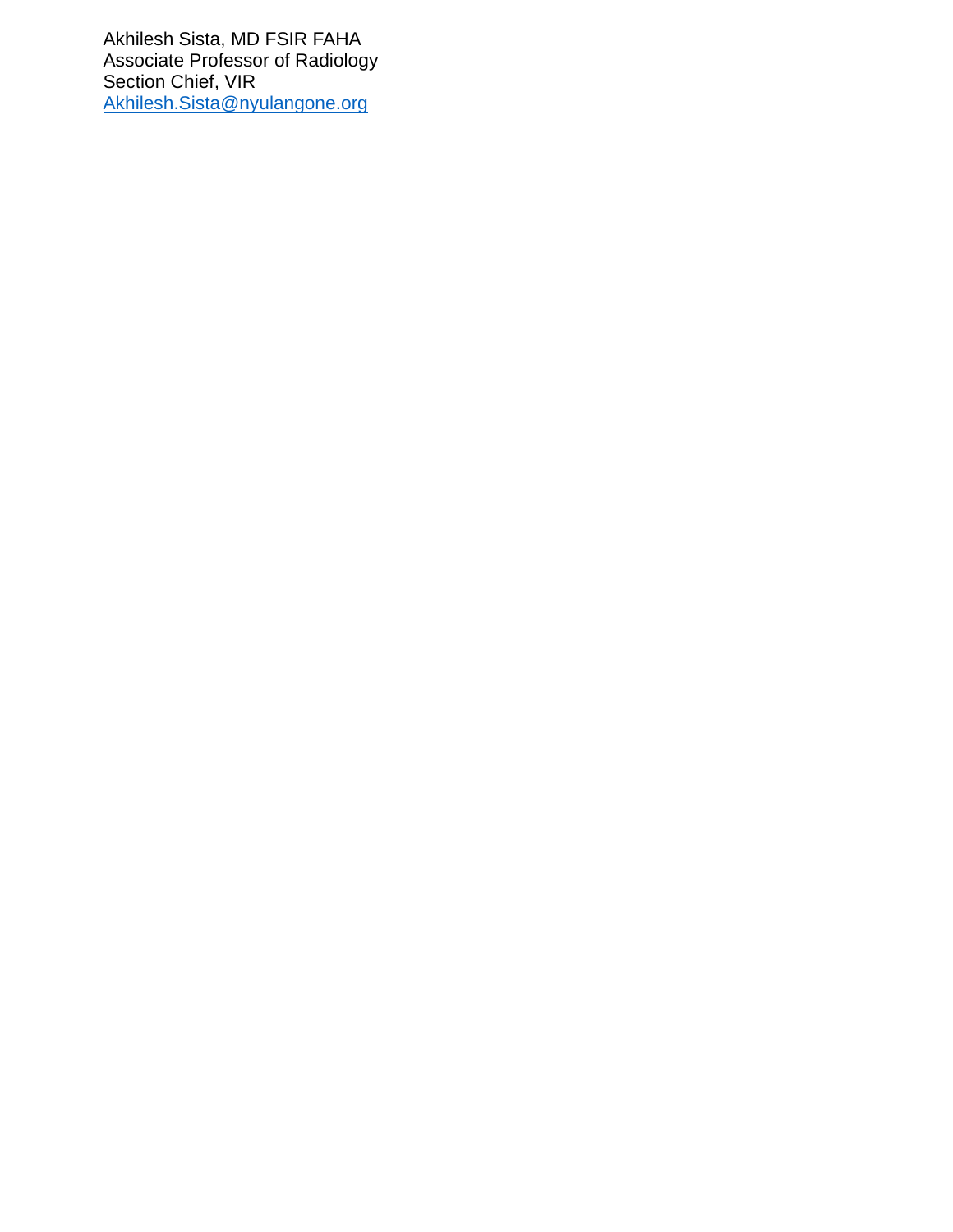Akhilesh Sista, MD FSIR FAHA
Associate Professor of Radiology
Section Chief, VIR
[Akhilesh.Sista@nyulangone.org](mailto:Akhilesh.Sista@nyulangone.org)